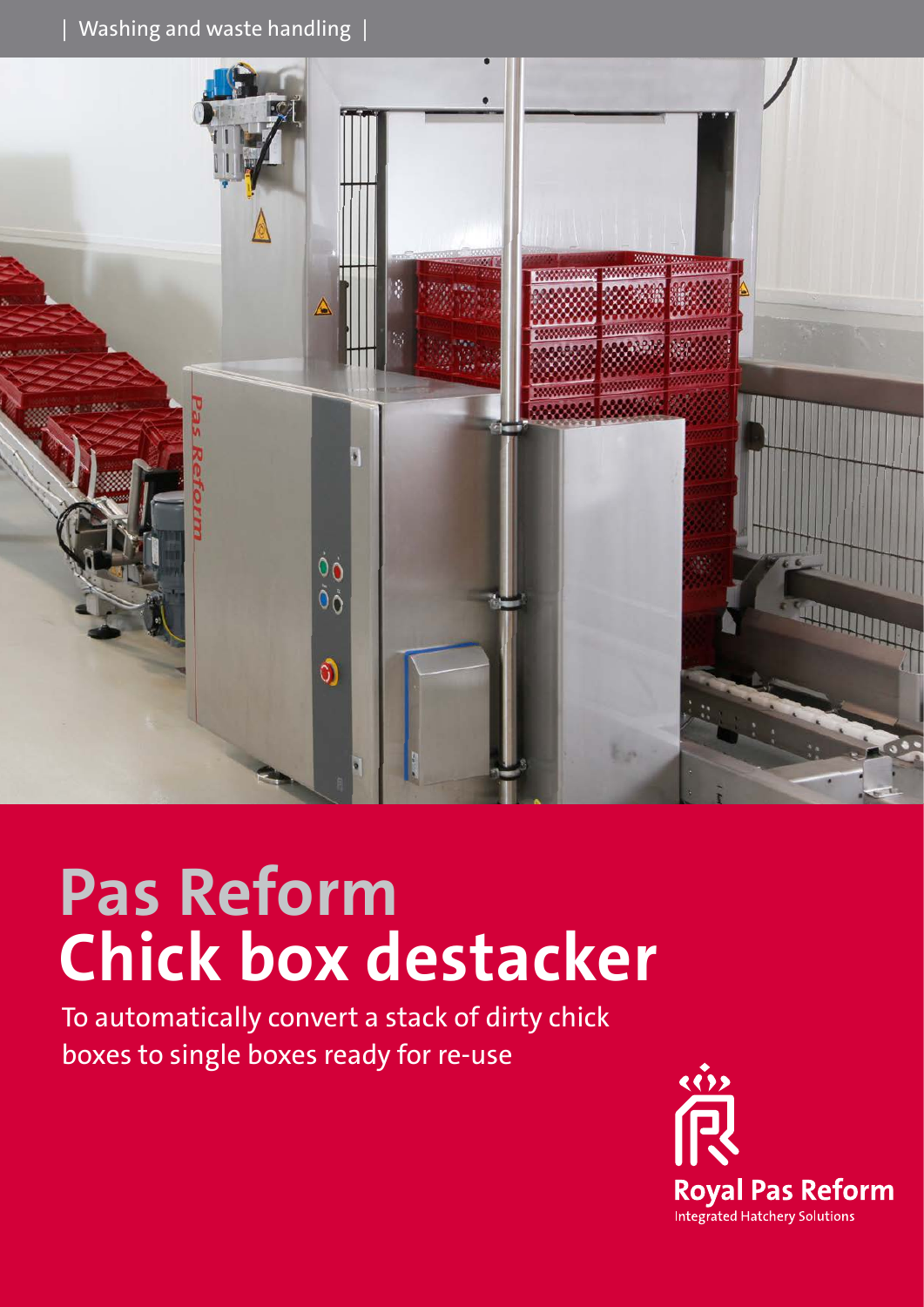| Washing and waste handling |

# Pas Reform
# Chick box destacker

To automatically convert a stack of dirty chick boxes to single boxes ready for re-use

Royal Pas Reform
Integrated Hatchery Solutions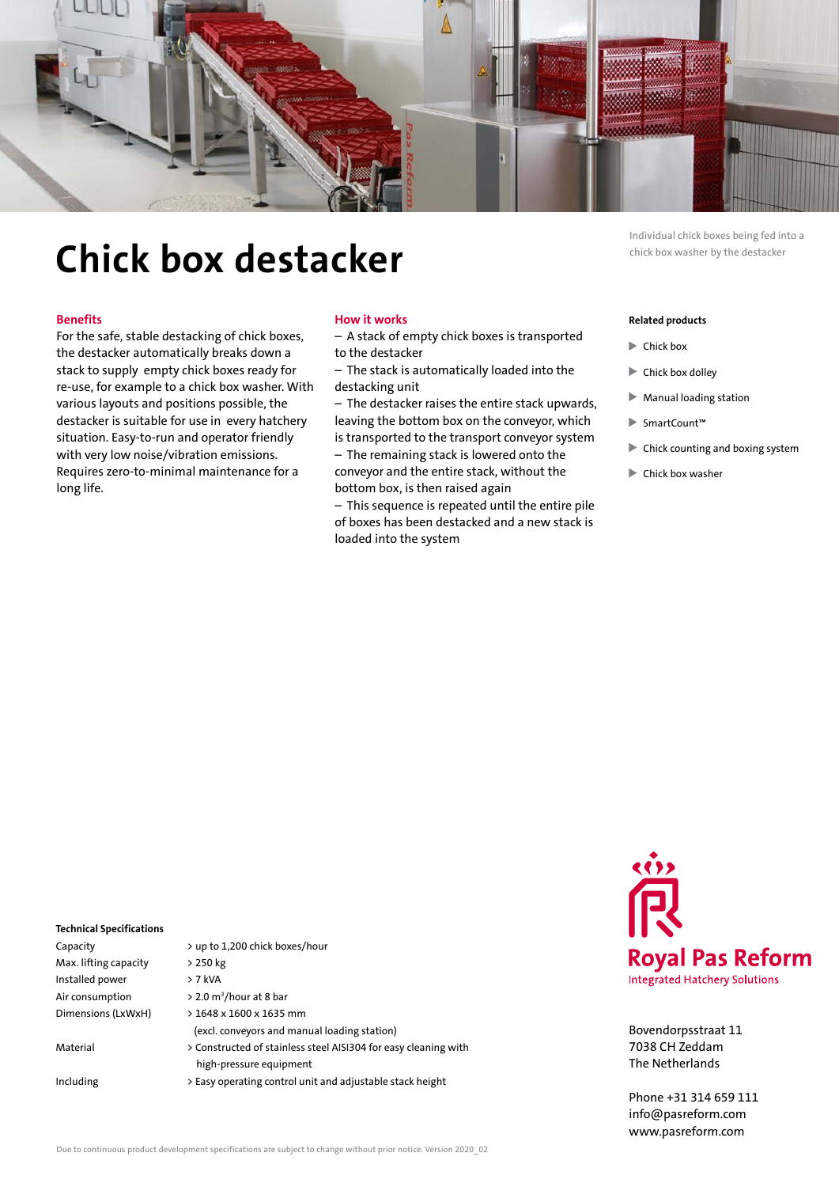# Chick box destacker

Individual chick boxes being fed into a chick box washer by the destacker

## Benefits

For the safe, stable destacking of chick boxes, the destacker automatically breaks down a stack to supply empty chick boxes ready for re-use, for example to a chick box washer. With various layouts and positions possible, the destacker is suitable for use in every hatchery situation. Easy-to-run and operator friendly with very low noise/vibration emissions. Requires zero-to-minimal maintenance for a long life.

## How it works

– A stack of empty chick boxes is transported to the destacker
– The stack is automatically loaded into the destacking unit
– The destacker raises the entire stack upwards, leaving the bottom box on the conveyor, which is transported to the transport conveyor system
– The remaining stack is lowered onto the conveyor and the entire stack, without the bottom box, is then raised again
– This sequence is repeated until the entire pile of boxes has been destacked and a new stack is loaded into the system

### Related products

- Chick box
- Chick box dolley
- Manual loading station
- SmartCount™
- Chick counting and boxing system
- Chick box washer

### Technical Specifications

| | |
|---|---|
| Capacity | > up to 1,200 chick boxes/hour |
| Max. lifting capacity | > 250 kg |
| Installed power | > 7 kVA |
| Air consumption | > 2.0 $m^3$/hour at 8 bar |
| Dimensions (LxWxH) | > 1648 x 1600 x 1635 mm (excl. conveyors and manual loading station) |
| Material | > Constructed of stainless steel AISI304 for easy cleaning with high-pressure equipment |
| Including | > Easy operating control unit and adjustable stack height |

**Royal Pas Reform**
Integrated Hatchery Solutions

Bovendorpsstraat 11
7038 CH Zeddam
The Netherlands

Phone +31 314 659 111
info@pasreform.com
www.pasreform.com

Due to continuous product development specifications are subject to change without prior notice. Version 2020_02